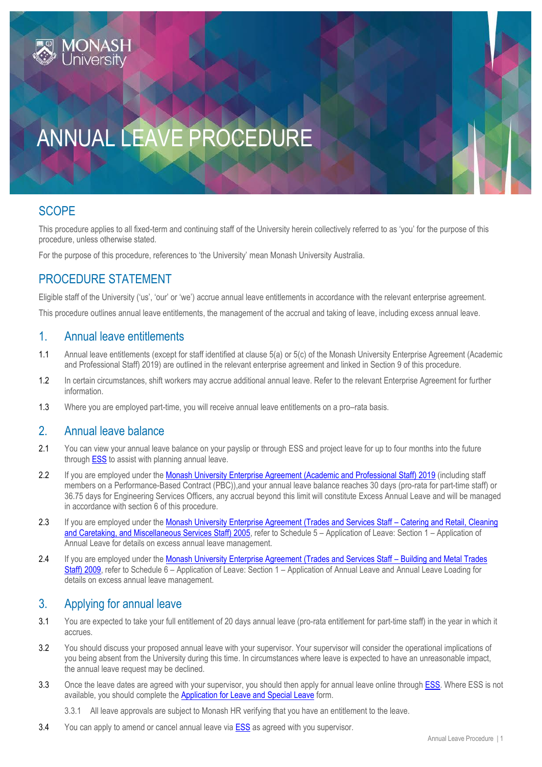# ANNUAL LEAVE PROCEDURE

## SCOPE

This procedure applies to all fixed-term and continuing staff of the University herein collectively referred to as 'you' for the purpose of this procedure, unless otherwise stated.

For the purpose of this procedure, references to 'the University' mean Monash University Australia.

## PROCEDURE STATEMENT

Eligible staff of the University ('us', 'our' or 'we') accrue annual leave entitlements in accordance with the relevant enterprise agreement.

This procedure outlines annual leave entitlements, the management of the accrual and taking of leave, including excess annual leave.

### 1. Annual leave entitlements

1.1 Annual leave entitlements (except for staff identified at clause 5(a) or 5(c) of the Monash University Enterprise Agreement (Academic and Professional Staff) 2019) are outlined in the relevant enterprise agreement and linked in Section 9 of this procedure.

1.2 In certain circumstances, shift workers may accrue additional annual leave. Refer to the relevant Enterprise Agreement for further information.

1.3 Where you are employed part-time, you will receive annual leave entitlements on a pro–rata basis.

### 2. Annual leave balance

2.1 You can view your annual leave balance on your payslip or through ESS and project leave for up to four months into the future through ESS to assist with planning annual leave.

2.2 If you are employed under the Monash University Enterprise Agreement (Academic and Professional Staff) 2019 (including staff members on a Performance-Based Contract (PBC)),and your annual leave balance reaches 30 days (pro-rata for part-time staff) or 36.75 days for Engineering Services Officers, any accrual beyond this limit will constitute Excess Annual Leave and will be managed in accordance with section 6 of this procedure.

2.3 If you are employed under the Monash University Enterprise Agreement (Trades and Services Staff – Catering and Retail, Cleaning and Caretaking, and Miscellaneous Services Staff) 2005, refer to Schedule 5 – Application of Leave: Section 1 – Application of Annual Leave for details on excess annual leave management.

2.4 If you are employed under the Monash University Enterprise Agreement (Trades and Services Staff – Building and Metal Trades Staff) 2009, refer to Schedule 6 – Application of Leave: Section 1 – Application of Annual Leave and Annual Leave Loading for details on excess annual leave management.

### 3. Applying for annual leave

3.1 You are expected to take your full entitlement of 20 days annual leave (pro-rata entitlement for part-time staff) in the year in which it accrues.

3.2 You should discuss your proposed annual leave with your supervisor. Your supervisor will consider the operational implications of you being absent from the University during this time. In circumstances where leave is expected to have an unreasonable impact, the annual leave request may be declined.

3.3 Once the leave dates are agreed with your supervisor, you should then apply for annual leave online through ESS. Where ESS is not available, you should complete the Application for Leave and Special Leave form.

3.3.1 All leave approvals are subject to Monash HR verifying that you have an entitlement to the leave.

3.4 You can apply to amend or cancel annual leave via ESS as agreed with you supervisor.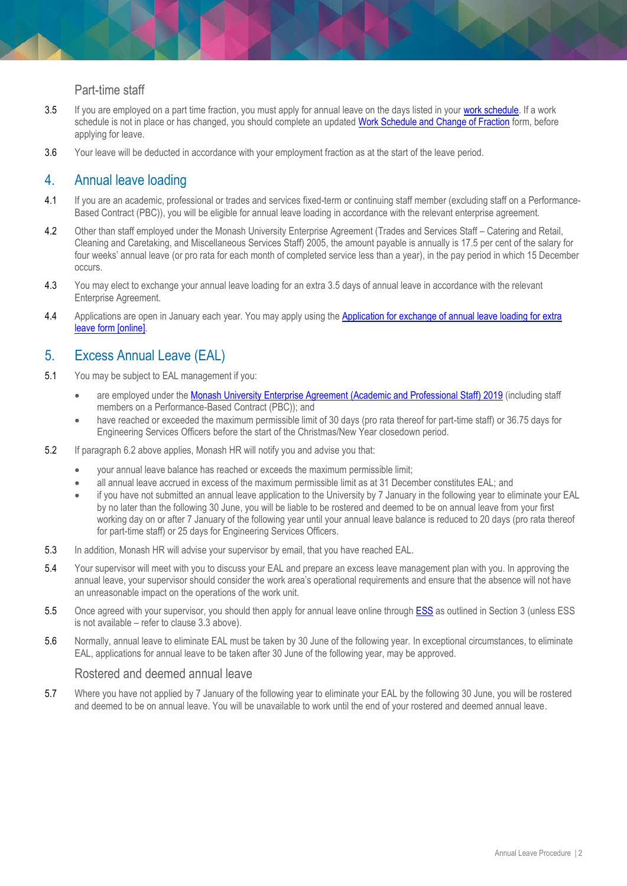### Part-time staff

3.5 If you are employed on a part time fraction, you must apply for annual leave on the days listed in your work schedule. If a work schedule is not in place or has changed, you should complete an updated Work Schedule and Change of Fraction form, before applying for leave.

3.6 Your leave will be deducted in accordance with your employment fraction as at the start of the leave period.

## 4. Annual leave loading

4.1 If you are an academic, professional or trades and services fixed-term or continuing staff member (excluding staff on a Performance-Based Contract (PBC)), you will be eligible for annual leave loading in accordance with the relevant enterprise agreement.

4.2 Other than staff employed under the Monash University Enterprise Agreement (Trades and Services Staff – Catering and Retail, Cleaning and Caretaking, and Miscellaneous Services Staff) 2005, the amount payable is annually is 17.5 per cent of the salary for four weeks' annual leave (or pro rata for each month of completed service less than a year), in the pay period in which 15 December occurs.

4.3 You may elect to exchange your annual leave loading for an extra 3.5 days of annual leave in accordance with the relevant Enterprise Agreement.

4.4 Applications are open in January each year. You may apply using the Application for exchange of annual leave loading for extra leave form [online].

## 5. Excess Annual Leave (EAL)

5.1 You may be subject to EAL management if you:

- are employed under the Monash University Enterprise Agreement (Academic and Professional Staff) 2019 (including staff members on a Performance-Based Contract (PBC)); and
- have reached or exceeded the maximum permissible limit of 30 days (pro rata thereof for part-time staff) or 36.75 days for Engineering Services Officers before the start of the Christmas/New Year closedown period.

5.2 If paragraph 6.2 above applies, Monash HR will notify you and advise you that:

- your annual leave balance has reached or exceeds the maximum permissible limit;
- all annual leave accrued in excess of the maximum permissible limit as at 31 December constitutes EAL; and
- if you have not submitted an annual leave application to the University by 7 January in the following year to eliminate your EAL by no later than the following 30 June, you will be liable to be rostered and deemed to be on annual leave from your first working day on or after 7 January of the following year until your annual leave balance is reduced to 20 days (pro rata thereof for part-time staff) or 25 days for Engineering Services Officers.

5.3 In addition, Monash HR will advise your supervisor by email, that you have reached EAL.

5.4 Your supervisor will meet with you to discuss your EAL and prepare an excess leave management plan with you. In approving the annual leave, your supervisor should consider the work area's operational requirements and ensure that the absence will not have an unreasonable impact on the operations of the work unit.

5.5 Once agreed with your supervisor, you should then apply for annual leave online through ESS as outlined in Section 3 (unless ESS is not available – refer to clause 3.3 above).

5.6 Normally, annual leave to eliminate EAL must be taken by 30 June of the following year. In exceptional circumstances, to eliminate EAL, applications for annual leave to be taken after 30 June of the following year, may be approved.

### Rostered and deemed annual leave

5.7 Where you have not applied by 7 January of the following year to eliminate your EAL by the following 30 June, you will be rostered and deemed to be on annual leave. You will be unavailable to work until the end of your rostered and deemed annual leave.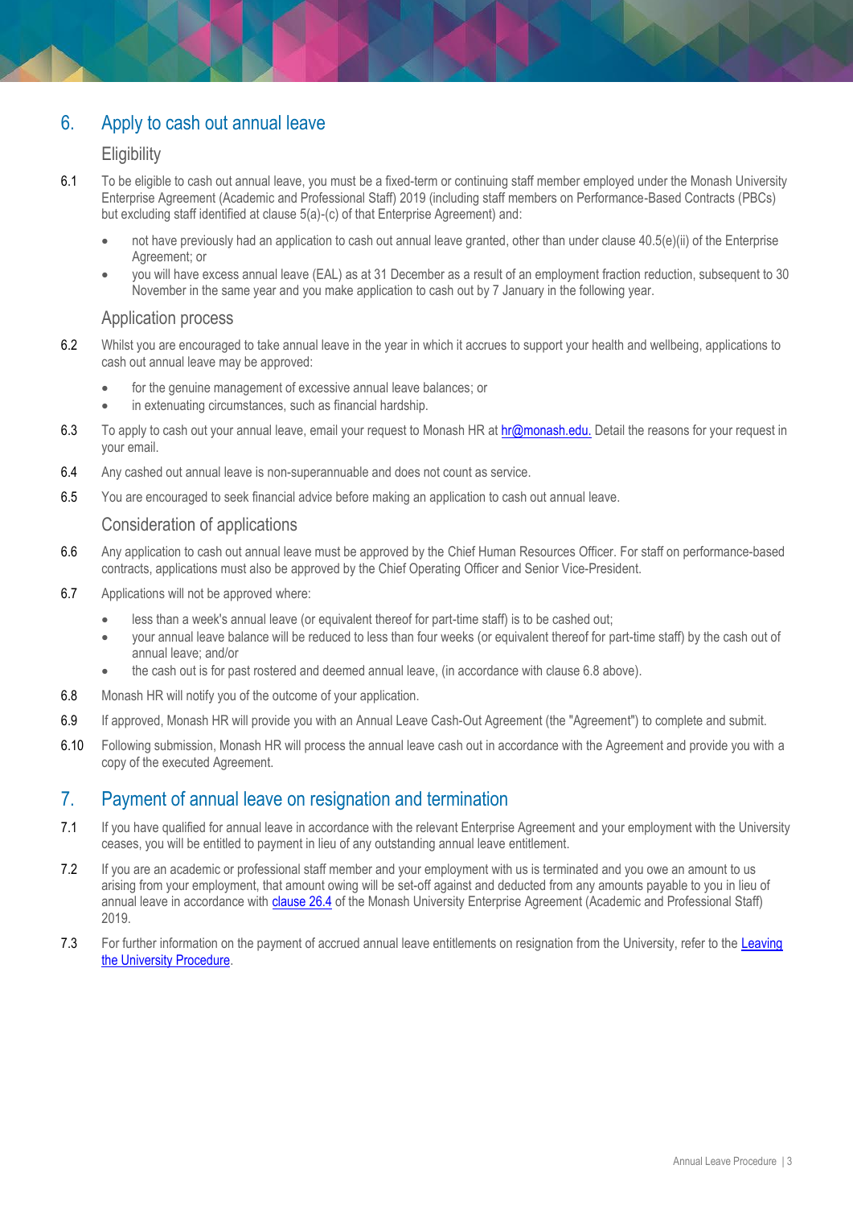## 6. Apply to cash out annual leave

### Eligibility

6.1 To be eligible to cash out annual leave, you must be a fixed-term or continuing staff member employed under the Monash University Enterprise Agreement (Academic and Professional Staff) 2019 (including staff members on Performance-Based Contracts (PBCs) but excluding staff identified at clause 5(a)-(c) of that Enterprise Agreement) and:

- not have previously had an application to cash out annual leave granted, other than under clause 40.5(e)(ii) of the Enterprise Agreement; or
- you will have excess annual leave (EAL) as at 31 December as a result of an employment fraction reduction, subsequent to 30 November in the same year and you make application to cash out by 7 January in the following year.

### Application process

6.2 Whilst you are encouraged to take annual leave in the year in which it accrues to support your health and wellbeing, applications to cash out annual leave may be approved:

- for the genuine management of excessive annual leave balances; or
- in extenuating circumstances, such as financial hardship.

6.3 To apply to cash out your annual leave, email your request to Monash HR at hr@monash.edu. Detail the reasons for your request in your email.

6.4 Any cashed out annual leave is non-superannuable and does not count as service.

6.5 You are encouraged to seek financial advice before making an application to cash out annual leave.

### Consideration of applications

6.6 Any application to cash out annual leave must be approved by the Chief Human Resources Officer. For staff on performance-based contracts, applications must also be approved by the Chief Operating Officer and Senior Vice-President.

6.7 Applications will not be approved where:

- less than a week's annual leave (or equivalent thereof for part-time staff) is to be cashed out;
- your annual leave balance will be reduced to less than four weeks (or equivalent thereof for part-time staff) by the cash out of annual leave; and/or
- the cash out is for past rostered and deemed annual leave, (in accordance with clause 6.8 above).

6.8 Monash HR will notify you of the outcome of your application.

6.9 If approved, Monash HR will provide you with an Annual Leave Cash-Out Agreement (the "Agreement") to complete and submit.

6.10 Following submission, Monash HR will process the annual leave cash out in accordance with the Agreement and provide you with a copy of the executed Agreement.

## 7. Payment of annual leave on resignation and termination

7.1 If you have qualified for annual leave in accordance with the relevant Enterprise Agreement and your employment with the University ceases, you will be entitled to payment in lieu of any outstanding annual leave entitlement.

7.2 If you are an academic or professional staff member and your employment with us is terminated and you owe an amount to us arising from your employment, that amount owing will be set-off against and deducted from any amounts payable to you in lieu of annual leave in accordance with clause 26.4 of the Monash University Enterprise Agreement (Academic and Professional Staff) 2019.

7.3 For further information on the payment of accrued annual leave entitlements on resignation from the University, refer to the Leaving the University Procedure.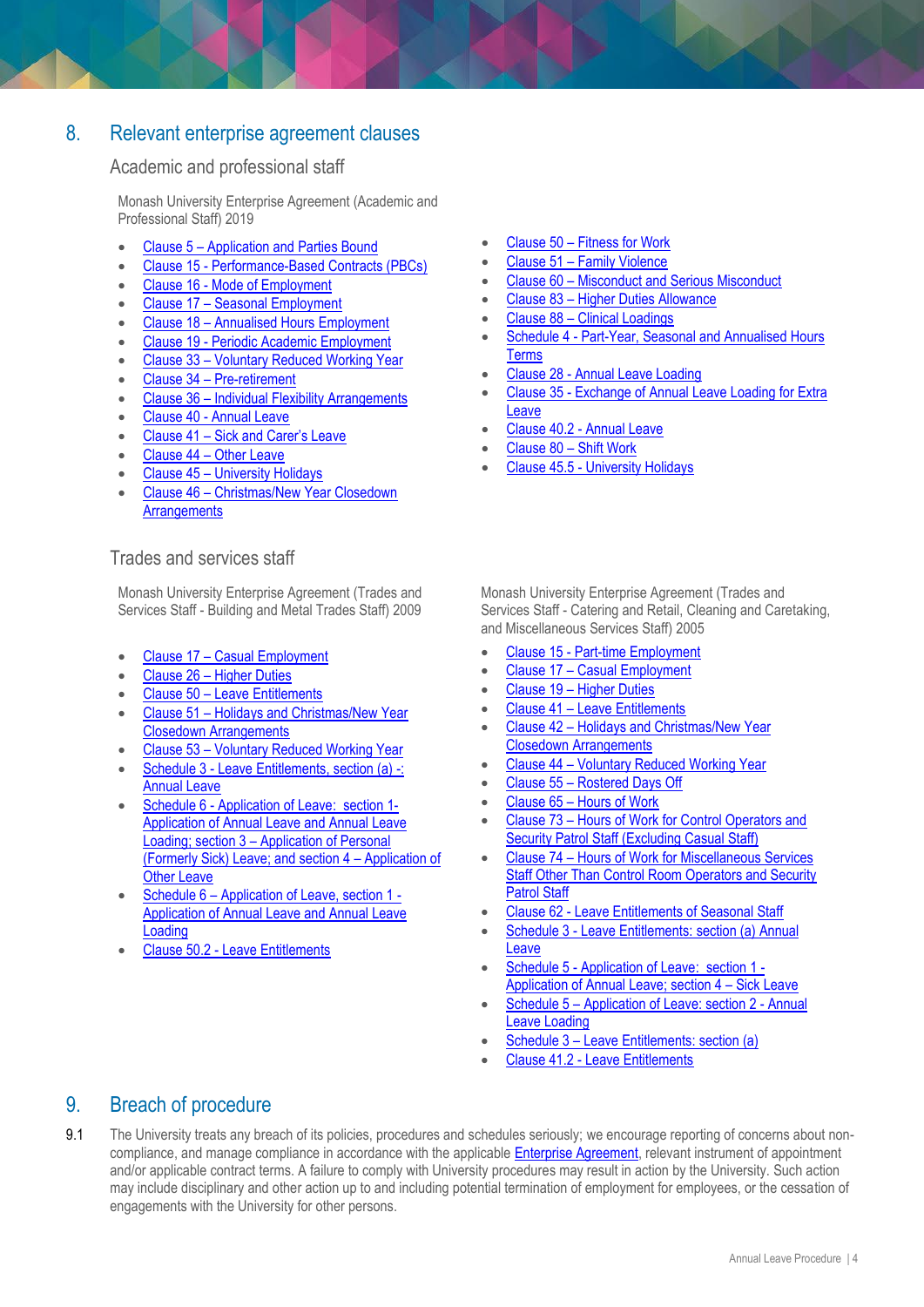## 8. Relevant enterprise agreement clauses

### Academic and professional staff

Monash University Enterprise Agreement (Academic and Professional Staff) 2019

- Clause 5 – Application and Parties Bound
- Clause 15 - Performance-Based Contracts (PBCs)
- Clause 16 - Mode of Employment
- Clause 17 – Seasonal Employment
- Clause 18 – Annualised Hours Employment
- Clause 19 - Periodic Academic Employment
- Clause 33 – Voluntary Reduced Working Year
- Clause 34 – Pre-retirement
- Clause 36 – Individual Flexibility Arrangements
- Clause 40 - Annual Leave
- Clause 41 – Sick and Carer's Leave
- Clause 44 – Other Leave
- Clause 45 – University Holidays
- Clause 46 – Christmas/New Year Closedown Arrangements
- Clause 50 – Fitness for Work
- Clause 51 – Family Violence
- Clause 60 – Misconduct and Serious Misconduct
- Clause 83 – Higher Duties Allowance
- Clause 88 – Clinical Loadings
- Schedule 4 - Part-Year, Seasonal and Annualised Hours Terms
- Clause 28 - Annual Leave Loading
- Clause 35 - Exchange of Annual Leave Loading for Extra Leave
- Clause 40.2 - Annual Leave
- Clause 80 – Shift Work
- Clause 45.5 - University Holidays

### Trades and services staff

Monash University Enterprise Agreement (Trades and Services Staff - Building and Metal Trades Staff) 2009

- Clause 17 – Casual Employment
- Clause 26 – Higher Duties
- Clause 50 – Leave Entitlements
- Clause 51 – Holidays and Christmas/New Year Closedown Arrangements
- Clause 53 – Voluntary Reduced Working Year
- Schedule 3 - Leave Entitlements, section (a) -: Annual Leave
- Schedule 6 - Application of Leave: section 1- Application of Annual Leave and Annual Leave Loading; section 3 – Application of Personal (Formerly Sick) Leave; and section 4 – Application of Other Leave
- Schedule 6 – Application of Leave, section 1 - Application of Annual Leave and Annual Leave Loading
- Clause 50.2 - Leave Entitlements

Monash University Enterprise Agreement (Trades and Services Staff - Catering and Retail, Cleaning and Caretaking, and Miscellaneous Services Staff) 2005

- Clause 15 - Part-time Employment
- Clause 17 – Casual Employment
- Clause 19 – Higher Duties
- Clause 41 – Leave Entitlements
- Clause 42 – Holidays and Christmas/New Year Closedown Arrangements
- Clause 44 – Voluntary Reduced Working Year
- Clause 55 – Rostered Days Off
- Clause 65 – Hours of Work
- Clause 73 – Hours of Work for Control Operators and Security Patrol Staff (Excluding Casual Staff)
- Clause 74 – Hours of Work for Miscellaneous Services Staff Other Than Control Room Operators and Security Patrol Staff
- Clause 62 - Leave Entitlements of Seasonal Staff
- Schedule 3 - Leave Entitlements: section (a) Annual Leave
- Schedule 5 - Application of Leave: section 1 - Application of Annual Leave; section 4 – Sick Leave
- Schedule 5 – Application of Leave: section 2 - Annual Leave Loading
- Schedule 3 – Leave Entitlements: section (a)
- Clause 41.2 - Leave Entitlements

## 9. Breach of procedure

9.1 The University treats any breach of its policies, procedures and schedules seriously; we encourage reporting of concerns about non-compliance, and manage compliance in accordance with the applicable Enterprise Agreement, relevant instrument of appointment and/or applicable contract terms. A failure to comply with University procedures may result in action by the University. Such action may include disciplinary and other action up to and including potential termination of employment for employees, or the cessation of engagements with the University for other persons.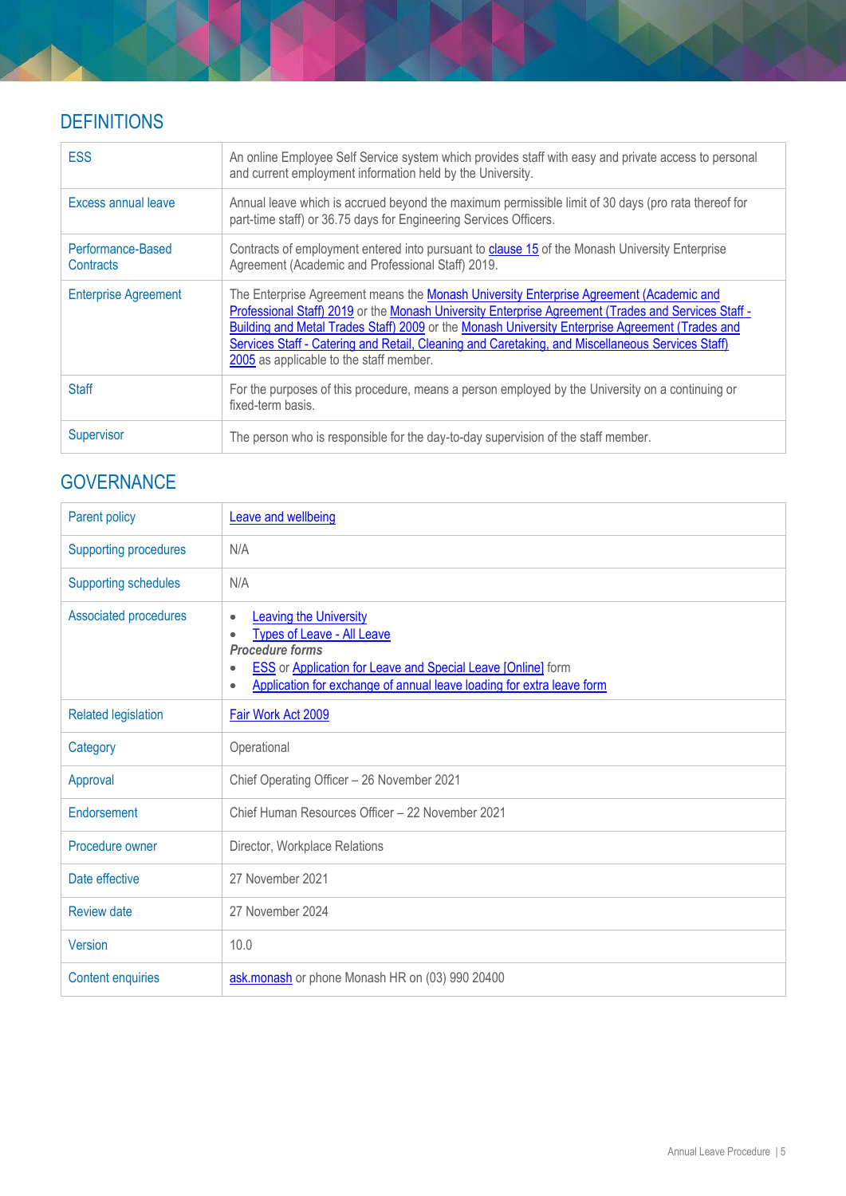## DEFINITIONS

| | |
|---|---|
| ESS | An online Employee Self Service system which provides staff with easy and private access to personal and current employment information held by the University. |
| Excess annual leave | Annual leave which is accrued beyond the maximum permissible limit of 30 days (pro rata thereof for part-time staff) or 36.75 days for Engineering Services Officers. |
| Performance-Based Contracts | Contracts of employment entered into pursuant to clause 15 of the Monash University Enterprise Agreement (Academic and Professional Staff) 2019. |
| Enterprise Agreement | The Enterprise Agreement means the Monash University Enterprise Agreement (Academic and Professional Staff) 2019 or the Monash University Enterprise Agreement (Trades and Services Staff - Building and Metal Trades Staff) 2009 or the Monash University Enterprise Agreement (Trades and Services Staff - Catering and Retail, Cleaning and Caretaking, and Miscellaneous Services Staff) 2005 as applicable to the staff member. |
| Staff | For the purposes of this procedure, means a person employed by the University on a continuing or fixed-term basis. |
| Supervisor | The person who is responsible for the day-to-day supervision of the staff member. |

## GOVERNANCE

| | |
|---|---|
| Parent policy | Leave and wellbeing |
| Supporting procedures | N/A |
| Supporting schedules | N/A |
| Associated procedures | • Leaving the University<br>• Types of Leave - All Leave<br>***Procedure forms***<br>• ESS or Application for Leave and Special Leave [Online] form<br>• Application for exchange of annual leave loading for extra leave form |
| Related legislation | Fair Work Act 2009 |
| Category | Operational |
| Approval | Chief Operating Officer – 26 November 2021 |
| Endorsement | Chief Human Resources Officer – 22 November 2021 |
| Procedure owner | Director, Workplace Relations |
| Date effective | 27 November 2021 |
| Review date | 27 November 2024 |
| Version | 10.0 |
| Content enquiries | ask.monash or phone Monash HR on (03) 990 20400 |